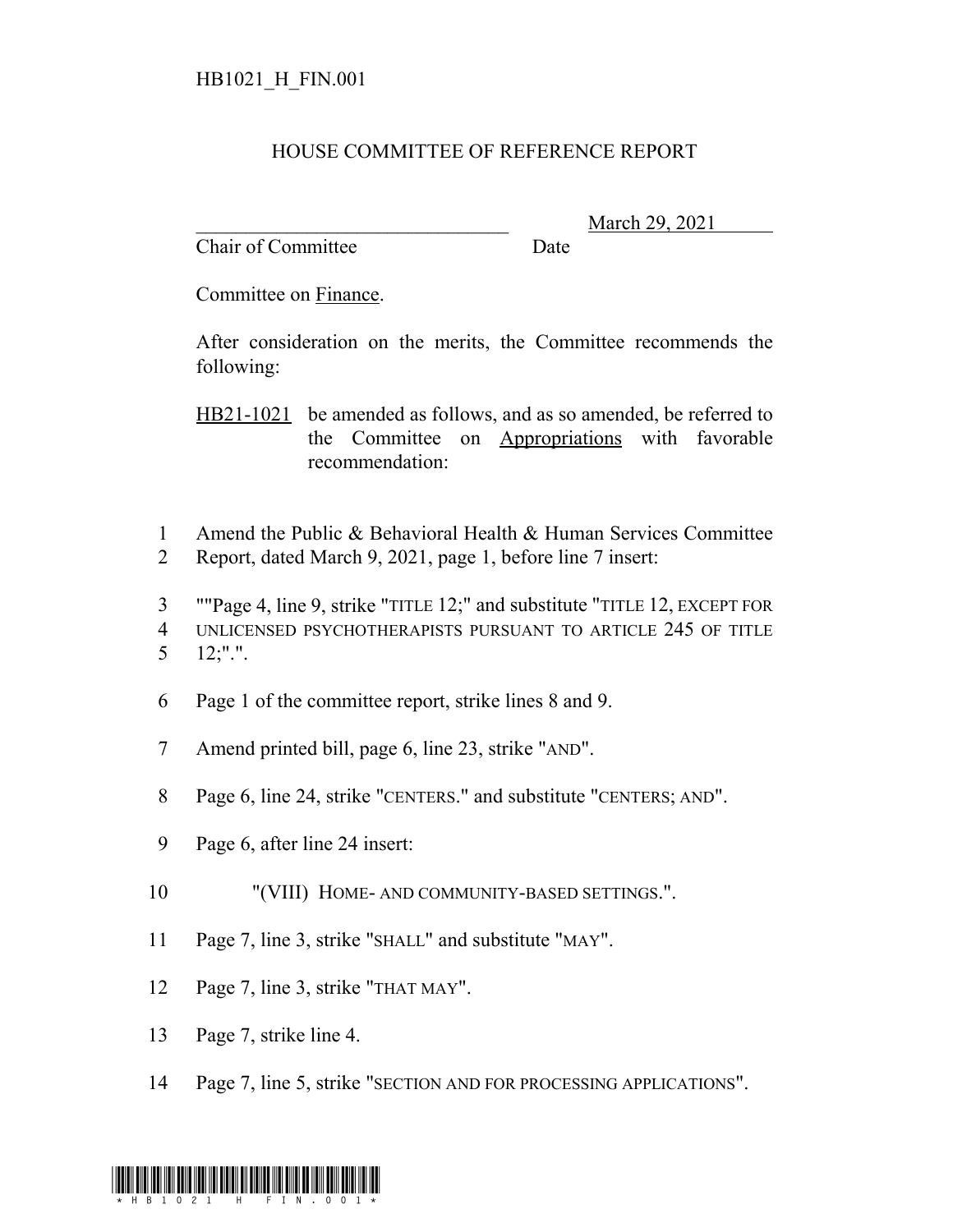HB1021_H_FIN.001

# HOUSE COMMITTEE OF REFERENCE REPORT

________________________________ March 29, 2021
Chair of Committee Date

Committee on Finance.

After consideration on the merits, the Committee recommends the following:

HB21-1021 be amended as follows, and as so amended, be referred to the Committee on Appropriations with favorable recommendation:

1 Amend the Public & Behavioral Health & Human Services Committee
2 Report, dated March 9, 2021, page 1, before line 7 insert:

3 ""Page 4, line 9, strike "TITLE 12;" and substitute "TITLE 12, EXCEPT FOR
4 UNLICENSED PSYCHOTHERAPISTS PURSUANT TO ARTICLE 245 OF TITLE
5 12;".".

6 Page 1 of the committee report, strike lines 8 and 9.

7 Amend printed bill, page 6, line 23, strike "AND".

8 Page 6, line 24, strike "CENTERS." and substitute "CENTERS; AND".

9 Page 6, after line 24 insert:

10 "(VIII) HOME- AND COMMUNITY-BASED SETTINGS.".

11 Page 7, line 3, strike "SHALL" and substitute "MAY".

12 Page 7, line 3, strike "THAT MAY".

13 Page 7, strike line 4.

14 Page 7, line 5, strike "SECTION AND FOR PROCESSING APPLICATIONS".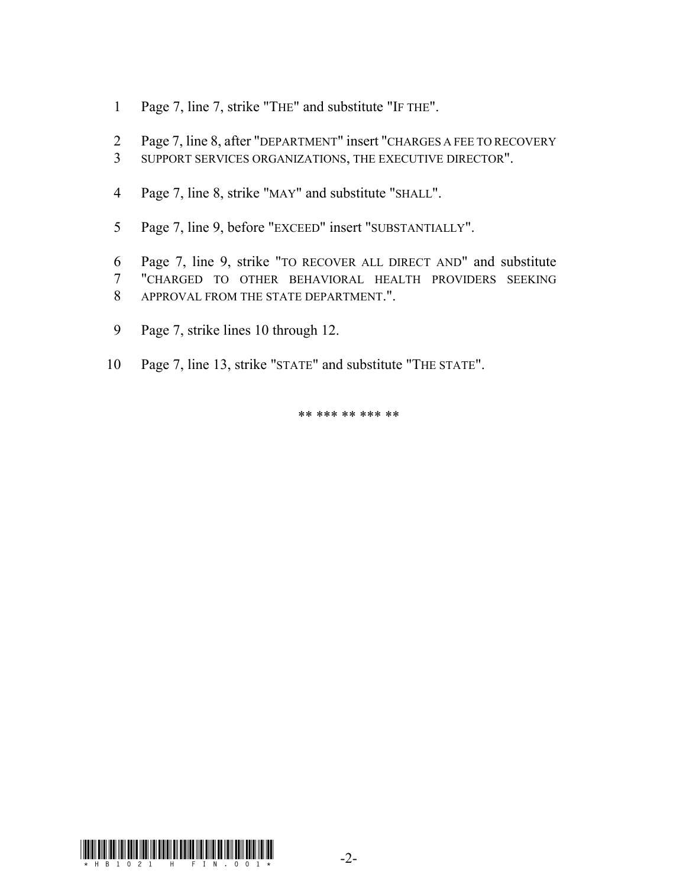Page 7, line 7, strike "THE" and substitute "IF THE".

Page 7, line 8, after "DEPARTMENT" insert "CHARGES A FEE TO RECOVERY SUPPORT SERVICES ORGANIZATIONS, THE EXECUTIVE DIRECTOR".

Page 7, line 8, strike "MAY" and substitute "SHALL".

Page 7, line 9, before "EXCEED" insert "SUBSTANTIALLY".

Page 7, line 9, strike "TO RECOVER ALL DIRECT AND" and substitute "CHARGED TO OTHER BEHAVIORAL HEALTH PROVIDERS SEEKING APPROVAL FROM THE STATE DEPARTMENT.".

Page 7, strike lines 10 through 12.

Page 7, line 13, strike "STATE" and substitute "THE STATE".

** *** ** *** **